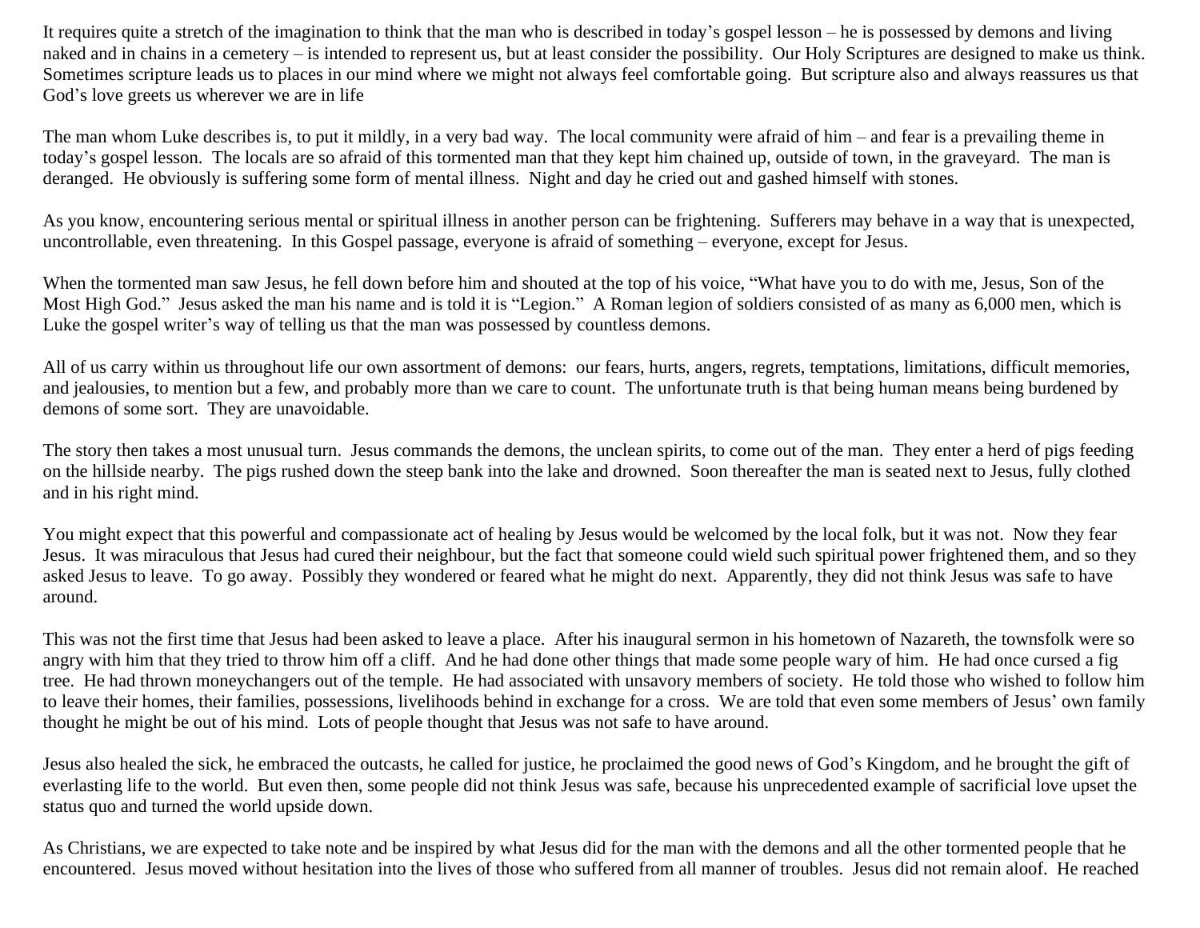It requires quite a stretch of the imagination to think that the man who is described in today's gospel lesson – he is possessed by demons and living naked and in chains in a cemetery – is intended to represent us, but at least consider the possibility. Our Holy Scriptures are designed to make us think. Sometimes scripture leads us to places in our mind where we might not always feel comfortable going. But scripture also and always reassures us that God's love greets us wherever we are in life

The man whom Luke describes is, to put it mildly, in a very bad way. The local community were afraid of him – and fear is a prevailing theme in today's gospel lesson. The locals are so afraid of this tormented man that they kept him chained up, outside of town, in the graveyard. The man is deranged. He obviously is suffering some form of mental illness. Night and day he cried out and gashed himself with stones.

As you know, encountering serious mental or spiritual illness in another person can be frightening. Sufferers may behave in a way that is unexpected, uncontrollable, even threatening. In this Gospel passage, everyone is afraid of something – everyone, except for Jesus.

When the tormented man saw Jesus, he fell down before him and shouted at the top of his voice, "What have you to do with me, Jesus, Son of the Most High God." Jesus asked the man his name and is told it is "Legion." A Roman legion of soldiers consisted of as many as 6,000 men, which is Luke the gospel writer's way of telling us that the man was possessed by countless demons.

All of us carry within us throughout life our own assortment of demons: our fears, hurts, angers, regrets, temptations, limitations, difficult memories, and jealousies, to mention but a few, and probably more than we care to count. The unfortunate truth is that being human means being burdened by demons of some sort. They are unavoidable.

The story then takes a most unusual turn. Jesus commands the demons, the unclean spirits, to come out of the man. They enter a herd of pigs feeding on the hillside nearby. The pigs rushed down the steep bank into the lake and drowned. Soon thereafter the man is seated next to Jesus, fully clothed and in his right mind.

You might expect that this powerful and compassionate act of healing by Jesus would be welcomed by the local folk, but it was not. Now they fear Jesus. It was miraculous that Jesus had cured their neighbour, but the fact that someone could wield such spiritual power frightened them, and so they asked Jesus to leave. To go away. Possibly they wondered or feared what he might do next. Apparently, they did not think Jesus was safe to have around.

This was not the first time that Jesus had been asked to leave a place. After his inaugural sermon in his hometown of Nazareth, the townsfolk were so angry with him that they tried to throw him off a cliff. And he had done other things that made some people wary of him. He had once cursed a fig tree. He had thrown moneychangers out of the temple. He had associated with unsavory members of society. He told those who wished to follow him to leave their homes, their families, possessions, livelihoods behind in exchange for a cross. We are told that even some members of Jesus' own family thought he might be out of his mind. Lots of people thought that Jesus was not safe to have around.

Jesus also healed the sick, he embraced the outcasts, he called for justice, he proclaimed the good news of God's Kingdom, and he brought the gift of everlasting life to the world. But even then, some people did not think Jesus was safe, because his unprecedented example of sacrificial love upset the status quo and turned the world upside down.

As Christians, we are expected to take note and be inspired by what Jesus did for the man with the demons and all the other tormented people that he encountered. Jesus moved without hesitation into the lives of those who suffered from all manner of troubles. Jesus did not remain aloof. He reached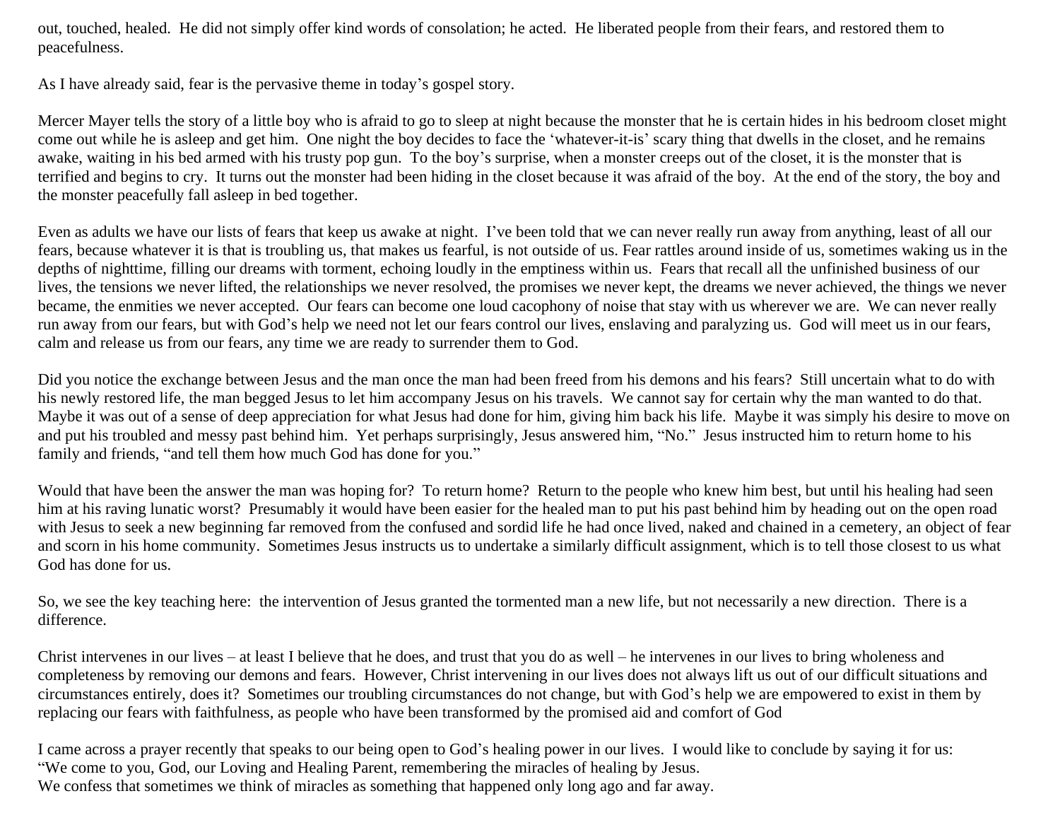out, touched, healed. He did not simply offer kind words of consolation; he acted. He liberated people from their fears, and restored them to peacefulness.

As I have already said, fear is the pervasive theme in today's gospel story.

Mercer Mayer tells the story of a little boy who is afraid to go to sleep at night because the monster that he is certain hides in his bedroom closet might come out while he is asleep and get him. One night the boy decides to face the 'whatever-it-is' scary thing that dwells in the closet, and he remains awake, waiting in his bed armed with his trusty pop gun. To the boy's surprise, when a monster creeps out of the closet, it is the monster that is terrified and begins to cry. It turns out the monster had been hiding in the closet because it was afraid of the boy. At the end of the story, the boy and the monster peacefully fall asleep in bed together.

Even as adults we have our lists of fears that keep us awake at night. I've been told that we can never really run away from anything, least of all our fears, because whatever it is that is troubling us, that makes us fearful, is not outside of us. Fear rattles around inside of us, sometimes waking us in the depths of nighttime, filling our dreams with torment, echoing loudly in the emptiness within us. Fears that recall all the unfinished business of our lives, the tensions we never lifted, the relationships we never resolved, the promises we never kept, the dreams we never achieved, the things we never became, the enmities we never accepted. Our fears can become one loud cacophony of noise that stay with us wherever we are. We can never really run away from our fears, but with God's help we need not let our fears control our lives, enslaving and paralyzing us. God will meet us in our fears, calm and release us from our fears, any time we are ready to surrender them to God.

Did you notice the exchange between Jesus and the man once the man had been freed from his demons and his fears? Still uncertain what to do with his newly restored life, the man begged Jesus to let him accompany Jesus on his travels. We cannot say for certain why the man wanted to do that. Maybe it was out of a sense of deep appreciation for what Jesus had done for him, giving him back his life. Maybe it was simply his desire to move on and put his troubled and messy past behind him. Yet perhaps surprisingly, Jesus answered him, "No." Jesus instructed him to return home to his family and friends, "and tell them how much God has done for you."

Would that have been the answer the man was hoping for? To return home? Return to the people who knew him best, but until his healing had seen him at his raving lunatic worst? Presumably it would have been easier for the healed man to put his past behind him by heading out on the open road with Jesus to seek a new beginning far removed from the confused and sordid life he had once lived, naked and chained in a cemetery, an object of fear and scorn in his home community. Sometimes Jesus instructs us to undertake a similarly difficult assignment, which is to tell those closest to us what God has done for us.

So, we see the key teaching here: the intervention of Jesus granted the tormented man a new life, but not necessarily a new direction. There is a difference.

Christ intervenes in our lives – at least I believe that he does, and trust that you do as well – he intervenes in our lives to bring wholeness and completeness by removing our demons and fears. However, Christ intervening in our lives does not always lift us out of our difficult situations and circumstances entirely, does it? Sometimes our troubling circumstances do not change, but with God's help we are empowered to exist in them by replacing our fears with faithfulness, as people who have been transformed by the promised aid and comfort of God

I came across a prayer recently that speaks to our being open to God's healing power in our lives. I would like to conclude by saying it for us:
"We come to you, God, our Loving and Healing Parent, remembering the miracles of healing by Jesus.
We confess that sometimes we think of miracles as something that happened only long ago and far away.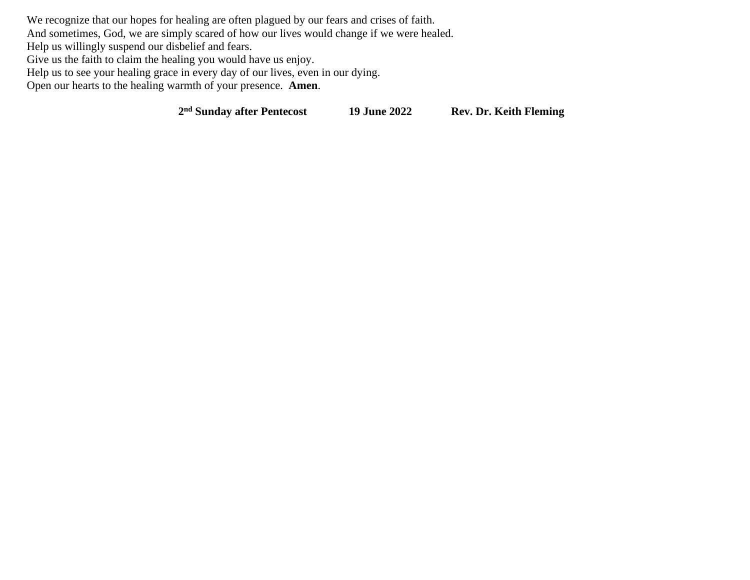We recognize that our hopes for healing are often plagued by our fears and crises of faith.
And sometimes, God, we are simply scared of how our lives would change if we were healed.
Help us willingly suspend our disbelief and fears.
Give us the faith to claim the healing you would have us enjoy.
Help us to see your healing grace in every day of our lives, even in our dying.
Open our hearts to the healing warmth of your presence. **Amen**.

**2nd Sunday after Pentecost    19 June 2022    Rev. Dr. Keith Fleming**